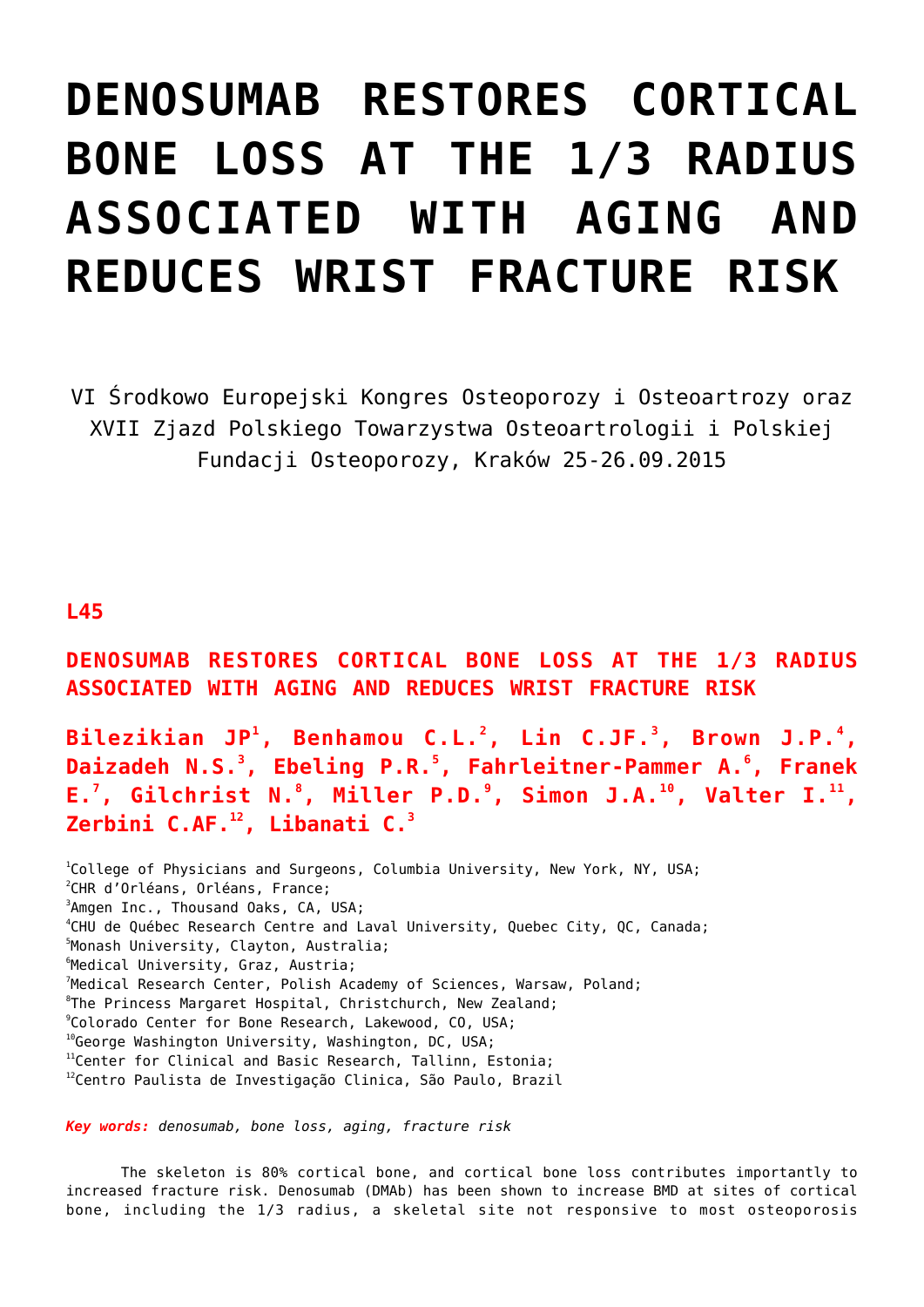# DENOSUMAB RESTORES CORTICAL BONE LOSS AT THE 1/3 RADIUS ASSOCIATED WITH AGING AND REDUCES WRIST FRACTURE RISK

VI Środkowo Europejski Kongres Osteoporozy i Osteoartrozy oraz XVII Zjazd Polskiego Towarzystwa Osteoartrologii i Polskiej Fundacji Osteoporozy, Kraków 25-26.09.2015

**L45**

## DENOSUMAB RESTORES CORTICAL BONE LOSS AT THE 1/3 RADIUS ASSOCIATED WITH AGING AND REDUCES WRIST FRACTURE RISK

**Bilezikian JP[1], Benhamou C.L.[2], Lin C.JF.[3], Brown J.P.[4], Daizadeh N.S.[3], Ebeling P.R.[5], Fahrleitner-Pammer A.[6], Franek E.[7], Gilchrist N.[8], Miller P.D.[9], Simon J.A.[10], Valter I.[11], Zerbini C.AF.[12], Libanati C.[3]**

[1]College of Physicians and Surgeons, Columbia University, New York, NY, USA;
[2]CHR d'Orléans, Orléans, France;
[3]Amgen Inc., Thousand Oaks, CA, USA;
[4]CHU de Québec Research Centre and Laval University, Quebec City, QC, Canada;
[5]Monash University, Clayton, Australia;
[6]Medical University, Graz, Austria;
[7]Medical Research Center, Polish Academy of Sciences, Warsaw, Poland;
[8]The Princess Margaret Hospital, Christchurch, New Zealand;
[9]Colorado Center for Bone Research, Lakewood, CO, USA;
[10]George Washington University, Washington, DC, USA;
[11]Center for Clinical and Basic Research, Tallinn, Estonia;
[12]Centro Paulista de Investigação Clinica, São Paulo, Brazil

***Key words:*** *denosumab, bone loss, aging, fracture risk*

The skeleton is 80% cortical bone, and cortical bone loss contributes importantly to increased fracture risk. Denosumab (DMAb) has been shown to increase BMD at sites of cortical bone, including the 1/3 radius, a skeletal site not responsive to most osteoporosis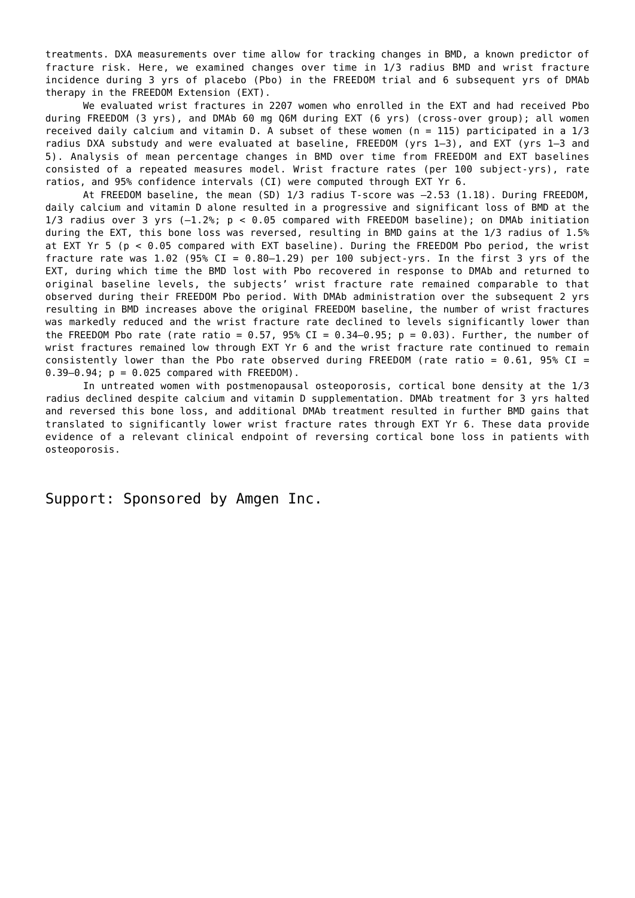treatments. DXA measurements over time allow for tracking changes in BMD, a known predictor of fracture risk. Here, we examined changes over time in 1/3 radius BMD and wrist fracture incidence during 3 yrs of placebo (Pbo) in the FREEDOM trial and 6 subsequent yrs of DMAb therapy in the FREEDOM Extension (EXT).

We evaluated wrist fractures in 2207 women who enrolled in the EXT and had received Pbo during FREEDOM (3 yrs), and DMAb 60 mg Q6M during EXT (6 yrs) (cross-over group); all women received daily calcium and vitamin D. A subset of these women (n = 115) participated in a 1/3 radius DXA substudy and were evaluated at baseline, FREEDOM (yrs 1–3), and EXT (yrs 1–3 and 5). Analysis of mean percentage changes in BMD over time from FREEDOM and EXT baselines consisted of a repeated measures model. Wrist fracture rates (per 100 subject-yrs), rate ratios, and 95% confidence intervals (CI) were computed through EXT Yr 6.

At FREEDOM baseline, the mean (SD) 1/3 radius T-score was –2.53 (1.18). During FREEDOM, daily calcium and vitamin D alone resulted in a progressive and significant loss of BMD at the 1/3 radius over 3 yrs (–1.2%; $p < 0.05$ compared with FREEDOM baseline); on DMAb initiation during the EXT, this bone loss was reversed, resulting in BMD gains at the 1/3 radius of 1.5% at EXT Yr 5 ($p < 0.05$ compared with EXT baseline). During the FREEDOM Pbo period, the wrist fracture rate was 1.02 (95% CI = 0.80–1.29) per 100 subject-yrs. In the first 3 yrs of the EXT, during which time the BMD lost with Pbo recovered in response to DMAb and returned to original baseline levels, the subjects' wrist fracture rate remained comparable to that observed during their FREEDOM Pbo period. With DMAb administration over the subsequent 2 yrs resulting in BMD increases above the original FREEDOM baseline, the number of wrist fractures was markedly reduced and the wrist fracture rate declined to levels significantly lower than the FREEDOM Pbo rate (rate ratio = 0.57, 95% CI = 0.34–0.95; $p = 0.03$). Further, the number of wrist fractures remained low through EXT Yr 6 and the wrist fracture rate continued to remain consistently lower than the Pbo rate observed during FREEDOM (rate ratio = 0.61, 95% CI = 0.39–0.94; $p = 0.025$ compared with FREEDOM).

In untreated women with postmenopausal osteoporosis, cortical bone density at the 1/3 radius declined despite calcium and vitamin D supplementation. DMAb treatment for 3 yrs halted and reversed this bone loss, and additional DMAb treatment resulted in further BMD gains that translated to significantly lower wrist fracture rates through EXT Yr 6. These data provide evidence of a relevant clinical endpoint of reversing cortical bone loss in patients with osteoporosis.

Support: Sponsored by Amgen Inc.